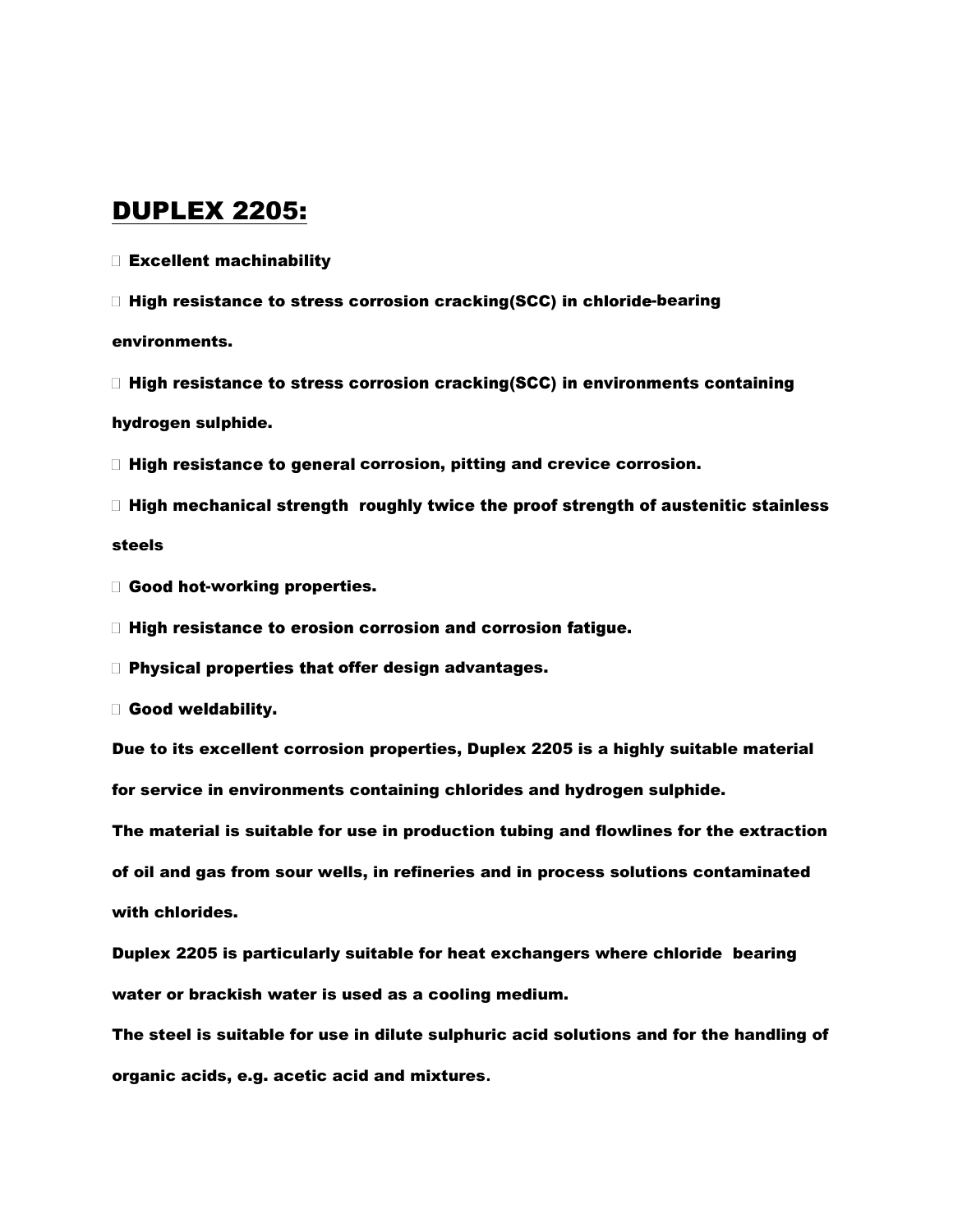# DUPLEX 2205:

- Excellent machinability
- High resistance to stress corrosion cracking(SCC) in chloride-bearing environments.
- High resistance to stress corrosion cracking(SCC) in environments containing hydrogen sulphide.
- High resistance to general corrosion, pitting and crevice corrosion.
- High mechanical strength roughly twice the proof strength of austenitic stainless steels
- Good hot-working properties.
- High resistance to erosion corrosion and corrosion fatigue.
- Physical properties that offer design advantages.
- Good weldability.

**Due to its excellent corrosion properties, Duplex 2205 is a highly suitable material for service in environments containing chlorides and hydrogen sulphide.**

**The material is suitable for use in production tubing and flowlines for the extraction of oil and gas from sour wells, in refineries and in process solutions contaminated with chlorides.**

**Duplex 2205 is particularly suitable for heat exchangers where chloride bearing water or brackish water is used as a cooling medium.**

**The steel is suitable for use in dilute sulphuric acid solutions and for the handling of organic acids, e.g. acetic acid and mixtures.**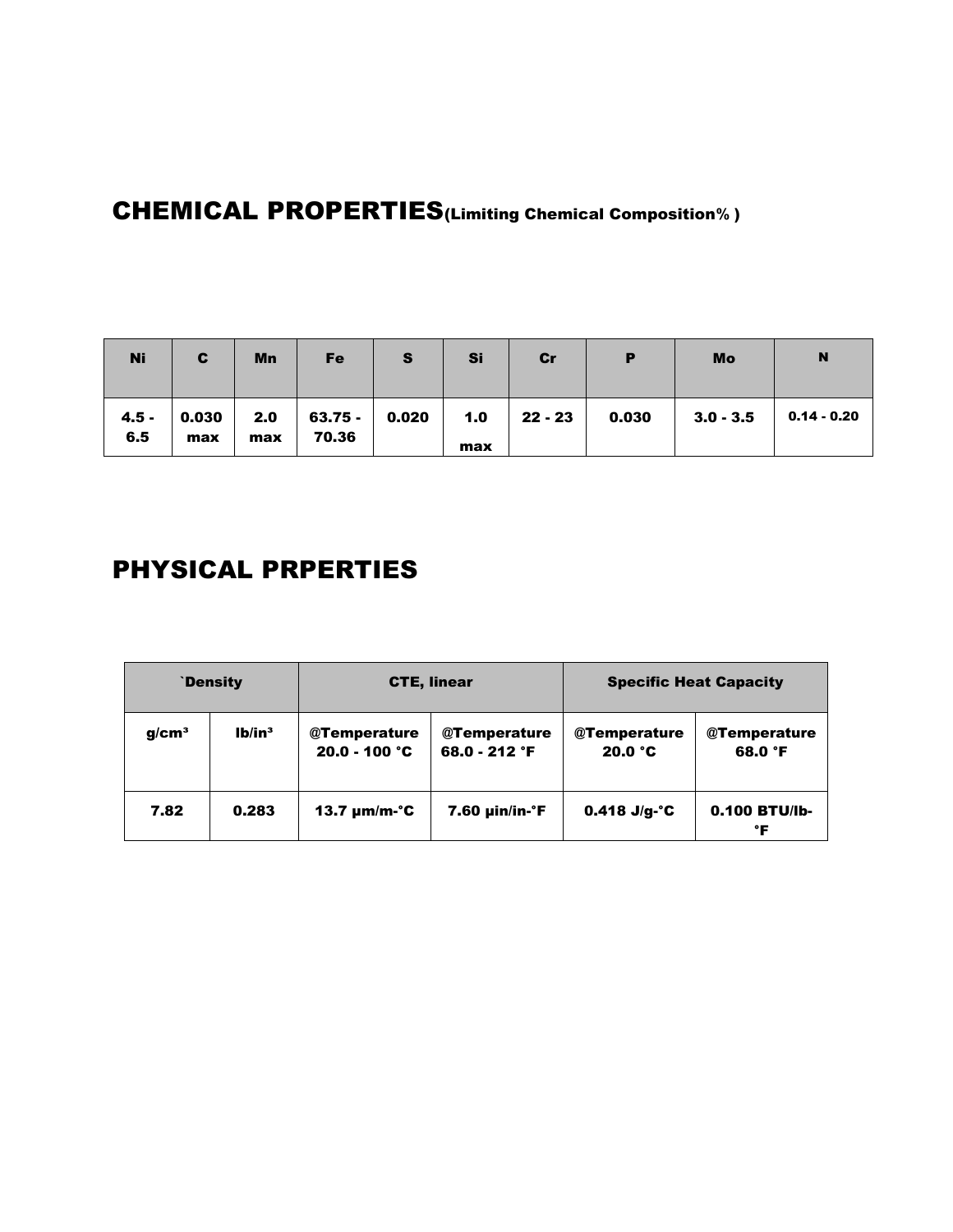# CHEMICAL PROPERTIES(Limiting Chemical Composition% )

| Ni | C | Mn | Fe | S | Si | Cr | P | Mo | N |
|---|---|---|---|---|---|---|---|---|---|
| 4.5 - 6.5 | 0.030 max | 2.0 max | 63.75 - 70.36 | 0.020 | 1.0 max | 22 - 23 | 0.030 | 3.0 - 3.5 | 0.14 - 0.20 |

# PHYSICAL PRPERTIES

| `Density | | CTE, linear | | Specific Heat Capacity | |
|---|---|---|---|---|---|
| g/cm³ | lb/in³ | @Temperature 20.0 - 100 °C | @Temperature 68.0 - 212 °F | @Temperature 20.0 °C | @Temperature 68.0 °F |
| 7.82 | 0.283 | 13.7 µm/m-°C | 7.60 µin/in-°F | 0.418 J/g-°C | 0.100 BTU/lb-°F |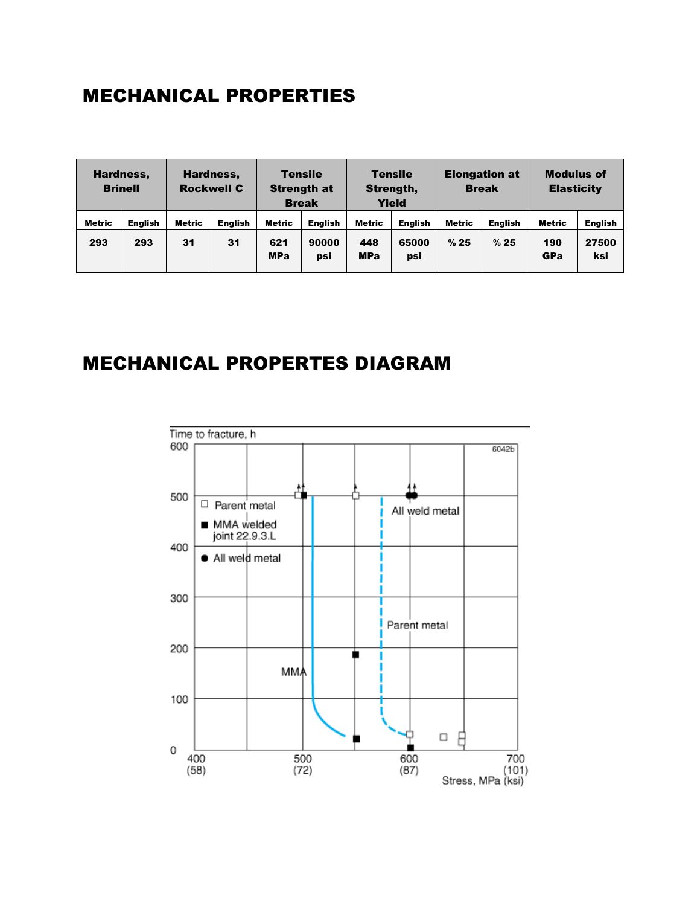# MECHANICAL PROPERTIES

| Hardness, Brinell | | Hardness, Rockwell C | | Tensile Strength at Break | | Tensile Strength, Yield | | Elongation at Break | | Modulus of Elasticity | |
|---|---|---|---|---|---|---|---|---|---|---|---|
| Metric | English | Metric | English | Metric | English | Metric | English | Metric | English | Metric | English |
| 293 | 293 | 31 | 31 | 621 MPa | 90000 psi | 448 MPa | 65000 psi | % 25 | % 25 | 190 GPa | 27500 ksi |

# MECHANICAL PROPERTES DIAGRAM

Time to fracture, h

600
500
400
300
200
100
0

6042b

□ Parent metal

■ MMA welded joint 22.9.3.L

● All weld metal

All weld metal

Parent metal

MMA

400 (58)
500 (72)
600 (87)
700 (101)

Stress, MPa (ksi)